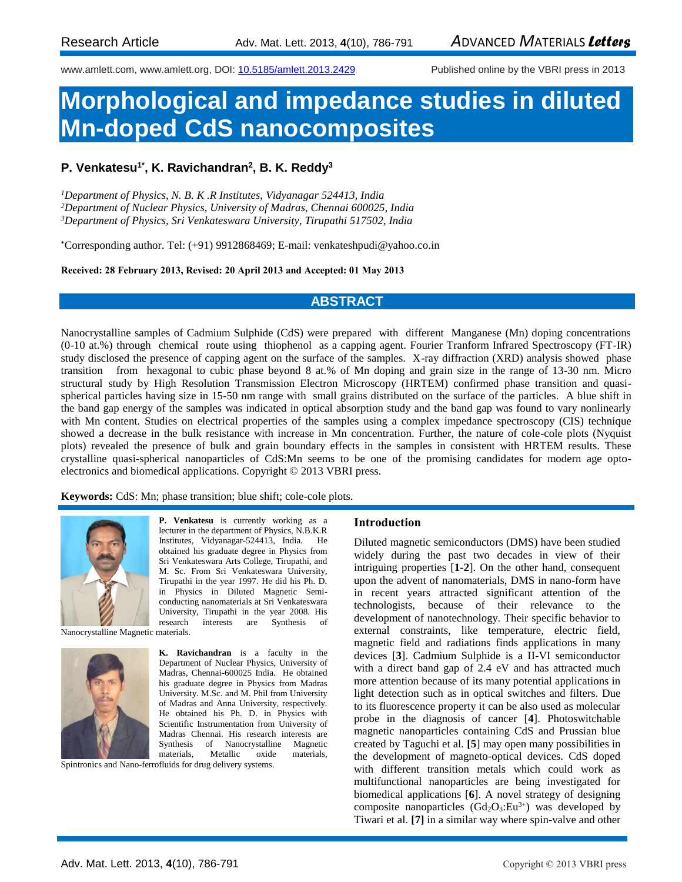Research Article

www.amlett.com, www.amlett.org, DOI: 10.5185/amlett.2013.2429 Published online by the VBRI press in 2013

# Morphological and impedance studies in diluted Mn-doped CdS nanocomposites

**P. Venkatesu[1*], K. Ravichandran[2], B. K. Reddy[3]**

*[1]Department of Physics, N. B. K .R Institutes, Vidyanagar 524413, India*
*[2]Department of Nuclear Physics, University of Madras, Chennai 600025, India*
*[3]Department of Physics, Sri Venkateswara University, Tirupathi 517502, India*

*Corresponding author. Tel: (+91) 9912868469; E-mail: venkateshpudi@yahoo.co.in

**Received: 28 February 2013, Revised: 20 April 2013 and Accepted: 01 May 2013**

## ABSTRACT

Nanocrystalline samples of Cadmium Sulphide (CdS) were prepared with different Manganese (Mn) doping concentrations (0-10 at.%) through chemical route using thiophenol as a capping agent. Fourier Tranform Infrared Spectroscopy (FT-IR) study disclosed the presence of capping agent on the surface of the samples. X-ray diffraction (XRD) analysis showed phase transition from hexagonal to cubic phase beyond 8 at.% of Mn doping and grain size in the range of 13-30 nm. Micro structural study by High Resolution Transmission Electron Microscopy (HRTEM) confirmed phase transition and quasi-spherical particles having size in 15-50 nm range with small grains distributed on the surface of the particles. A blue shift in the band gap energy of the samples was indicated in optical absorption study and the band gap was found to vary nonlinearly with Mn content. Studies on electrical properties of the samples using a complex impedance spectroscopy (CIS) technique showed a decrease in the bulk resistance with increase in Mn concentration. Further, the nature of cole-cole plots (Nyquist plots) revealed the presence of bulk and grain boundary effects in the samples in consistent with HRTEM results. These crystalline quasi-spherical nanoparticles of CdS:Mn seems to be one of the promising candidates for modern age opto-electronics and biomedical applications. Copyright © 2013 VBRI press.

**Keywords:** CdS: Mn; phase transition; blue shift; cole-cole plots.

**P. Venkatesu** is currently working as a lecturer in the department of Physics, N.B.K.R Institutes, Vidyanagar-524413, India. He obtained his graduate degree in Physics from Sri Venkateswara Arts College, Tirupathi, and M. Sc. From Sri Venkateswara University, Tirupathi in the year 1997. He did his Ph. D. in Physics in Diluted Magnetic Semi-conducting nanomaterials at Sri Venkateswara University, Tirupathi in the year 2008. His research interests are Synthesis of Nanocrystalline Magnetic materials.

**K. Ravichandran** is a faculty in the Department of Nuclear Physics, University of Madras, Chennai-600025 India. He obtained his graduate degree in Physics from Madras University. M.Sc. and M. Phil from University of Madras and Anna University, respectively. He obtained his Ph. D. in Physics with Scientific Instrumentation from University of Madras Chennai. His research interests are Synthesis of Nanocrystalline Magnetic materials, Metallic oxide materials, Spintronics and Nano-ferrofluids for drug delivery systems.

## Introduction

Diluted magnetic semiconductors (DMS) have been studied widely during the past two decades in view of their intriguing properties [**1-2**]. On the other hand, consequent upon the advent of nanomaterials, DMS in nano-form have in recent years attracted significant attention of the technologists, because of their relevance to the development of nanotechnology. Their specific behavior to external constraints, like temperature, electric field, magnetic field and radiations finds applications in many devices [**3**]. Cadmium Sulphide is a II-VI semiconductor with a direct band gap of 2.4 eV and has attracted much more attention because of its many potential applications in light detection such as in optical switches and filters. Due to its fluorescence property it can be also used as molecular probe in the diagnosis of cancer [**4**]. Photoswitchable magnetic nanoparticles containing CdS and Prussian blue created by Taguchi et al. **[5**] may open many possibilities in the development of magneto-optical devices. CdS doped with different transition metals which could work as multifunctional nanoparticles are being investigated for biomedical applications [**6**]. A novel strategy of designing composite nanoparticles ($Gd_2O_3$:$Eu^{3+}$) was developed by Tiwari et al. **[7]** in a similar way where spin-valve and other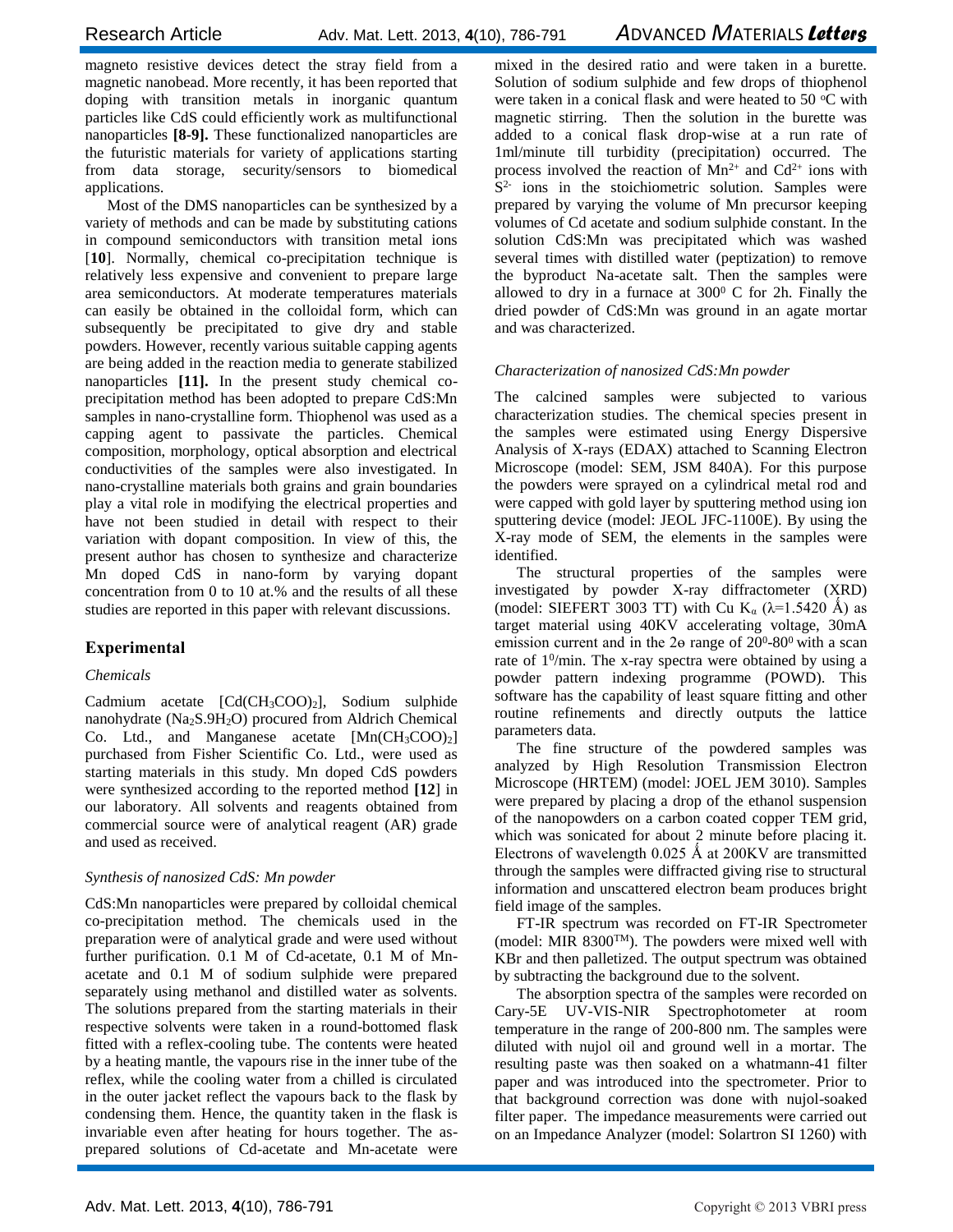magneto resistive devices detect the stray field from a magnetic nanobead. More recently, it has been reported that doping with transition metals in inorganic quantum particles like CdS could efficiently work as multifunctional nanoparticles **[8-9].** These functionalized nanoparticles are the futuristic materials for variety of applications starting from data storage, security/sensors to biomedical applications.

Most of the DMS nanoparticles can be synthesized by a variety of methods and can be made by substituting cations in compound semiconductors with transition metal ions [**10**]. Normally, chemical co-precipitation technique is relatively less expensive and convenient to prepare large area semiconductors. At moderate temperatures materials can easily be obtained in the colloidal form, which can subsequently be precipitated to give dry and stable powders. However, recently various suitable capping agents are being added in the reaction media to generate stabilized nanoparticles **[11].** In the present study chemical co-precipitation method has been adopted to prepare CdS:Mn samples in nano-crystalline form. Thiophenol was used as a capping agent to passivate the particles. Chemical composition, morphology, optical absorption and electrical conductivities of the samples were also investigated. In nano-crystalline materials both grains and grain boundaries play a vital role in modifying the electrical properties and have not been studied in detail with respect to their variation with dopant composition. In view of this, the present author has chosen to synthesize and characterize Mn doped CdS in nano-form by varying dopant concentration from 0 to 10 at.% and the results of all these studies are reported in this paper with relevant discussions.

## Experimental

### *Chemicals*

Cadmium acetate [$Cd(CH_3COO)_2$], Sodium sulphide nanohydrate ($Na_2S.9H_2O$) procured from Aldrich Chemical Co. Ltd., and Manganese acetate [$Mn(CH_3COO)_2$] purchased from Fisher Scientific Co. Ltd., were used as starting materials in this study. Mn doped CdS powders were synthesized according to the reported method **[12]** in our laboratory. All solvents and reagents obtained from commercial source were of analytical reagent (AR) grade and used as received.

### *Synthesis of nanosized CdS: Mn powder*

CdS:Mn nanoparticles were prepared by colloidal chemical co-precipitation method. The chemicals used in the preparation were of analytical grade and were used without further purification. 0.1 M of Cd-acetate, 0.1 M of Mn-acetate and 0.1 M of sodium sulphide were prepared separately using methanol and distilled water as solvents. The solutions prepared from the starting materials in their respective solvents were taken in a round-bottomed flask fitted with a reflex-cooling tube. The contents were heated by a heating mantle, the vapours rise in the inner tube of the reflex, while the cooling water from a chilled is circulated in the outer jacket reflect the vapours back to the flask by condensing them. Hence, the quantity taken in the flask is invariable even after heating for hours together. The as-prepared solutions of Cd-acetate and Mn-acetate were mixed in the desired ratio and were taken in a burette. Solution of sodium sulphide and few drops of thiophenol were taken in a conical flask and were heated to 50 $^oC$ with magnetic stirring. Then the solution in the burette was added to a conical flask drop-wise at a run rate of 1ml/minute till turbidity (precipitation) occurred. The process involved the reaction of $Mn^{2+}$ and $Cd^{2+}$ ions with $S^{2-}$ ions in the stoichiometric solution. Samples were prepared by varying the volume of Mn precursor keeping volumes of Cd acetate and sodium sulphide constant. In the solution CdS:Mn was precipitated which was washed several times with distilled water (peptization) to remove the byproduct Na-acetate salt. Then the samples were allowed to dry in a furnace at $300^0$ C for 2h. Finally the dried powder of CdS:Mn was ground in an agate mortar and was characterized.

### *Characterization of nanosized CdS:Mn powder*

The calcined samples were subjected to various characterization studies. The chemical species present in the samples were estimated using Energy Dispersive Analysis of X-rays (EDAX) attached to Scanning Electron Microscope (model: SEM, JSM 840A). For this purpose the powders were sprayed on a cylindrical metal rod and were capped with gold layer by sputtering method using ion sputtering device (model: JEOL JFC-1100E). By using the X-ray mode of SEM, the elements in the samples were identified.

The structural properties of the samples were investigated by powder X-ray diffractometer (XRD) (model: SIEFERT 3003 TT) with Cu $K_\alpha$ ($\lambda$=1.5420 Å) as target material using 40KV accelerating voltage, 30mA emission current and in the 2ɵ range of $20^0$-$80^0$ with a scan rate of $1^0$/min. The x-ray spectra were obtained by using a powder pattern indexing programme (POWD). This software has the capability of least square fitting and other routine refinements and directly outputs the lattice parameters data.

The fine structure of the powdered samples was analyzed by High Resolution Transmission Electron Microscope (HRTEM) (model: JOEL JEM 3010). Samples were prepared by placing a drop of the ethanol suspension of the nanopowders on a carbon coated copper TEM grid, which was sonicated for about 2 minute before placing it. Electrons of wavelength 0.025 Å at 200KV are transmitted through the samples were diffracted giving rise to structural information and unscattered electron beam produces bright field image of the samples.

FT-IR spectrum was recorded on FT-IR Spectrometer (model: MIR 8300$^{TM}$). The powders were mixed well with KBr and then palletized. The output spectrum was obtained by subtracting the background due to the solvent.

The absorption spectra of the samples were recorded on Cary-5E UV-VIS-NIR Spectrophotometer at room temperature in the range of 200-800 nm. The samples were diluted with nujol oil and ground well in a mortar. The resulting paste was then soaked on a whatmann-41 filter paper and was introduced into the spectrometer. Prior to that background correction was done with nujol-soaked filter paper. The impedance measurements were carried out on an Impedance Analyzer (model: Solartron SI 1260) with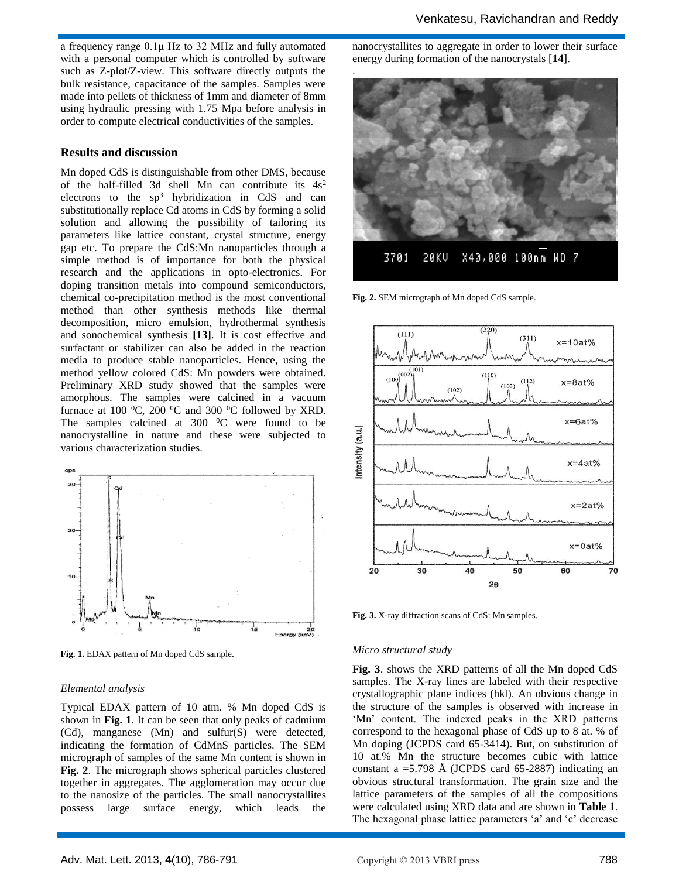a frequency range 0.1μ Hz to 32 MHz and fully automated with a personal computer which is controlled by software such as Z-plot/Z-view. This software directly outputs the bulk resistance, capacitance of the samples. Samples were made into pellets of thickness of 1mm and diameter of 8mm using hydraulic pressing with 1.75 Mpa before analysis in order to compute electrical conductivities of the samples.

## Results and discussion

Mn doped CdS is distinguishable from other DMS, because of the half-filled 3d shell Mn can contribute its $4s^2$ electrons to the $sp^3$ hybridization in CdS and can substitutionally replace Cd atoms in CdS by forming a solid solution and allowing the possibility of tailoring its parameters like lattice constant, crystal structure, energy gap etc. To prepare the CdS:Mn nanoparticles through a simple method is of importance for both the physical research and the applications in opto-electronics. For doping transition metals into compound semiconductors, chemical co-precipitation method is the most conventional method than other synthesis methods like thermal decomposition, micro emulsion, hydrothermal synthesis and sonochemical synthesis **[13]**. It is cost effective and surfactant or stabilizer can also be added in the reaction media to produce stable nanoparticles. Hence, using the method yellow colored CdS: Mn powders were obtained. Preliminary XRD study showed that the samples were amorphous. The samples were calcined in a vacuum furnace at 100 $^0$C, 200 $^0$C and 300 $^0$C followed by XRD. The samples calcined at 300 $^0$C were found to be nanocrystalline in nature and these were subjected to various characterization studies.

**Fig. 1.** EDAX pattern of Mn doped CdS sample.

### *Elemental analysis*

Typical EDAX pattern of 10 atm. % Mn doped CdS is shown in **Fig. 1**. It can be seen that only peaks of cadmium (Cd), manganese (Mn) and sulfur(S) were detected, indicating the formation of CdMnS particles. The SEM micrograph of samples of the same Mn content is shown in **Fig. 2**. The micrograph shows spherical particles clustered together in aggregates. The agglomeration may occur due to the nanosize of the particles. The small nanocrystallites possess large surface energy, which leads the nanocrystallites to aggregate in order to lower their surface energy during formation of the nanocrystals [**14**].

**Fig. 2.** SEM micrograph of Mn doped CdS sample.

**Fig. 3.** X-ray diffraction scans of CdS: Mn samples.

### *Micro structural study*

**Fig. 3**. shows the XRD patterns of all the Mn doped CdS samples. The X-ray lines are labeled with their respective crystallographic plane indices (hkl). An obvious change in the structure of the samples is observed with increase in 'Mn' content. The indexed peaks in the XRD patterns correspond to the hexagonal phase of CdS up to 8 at. % of Mn doping (JCPDS card 65-3414). But, on substitution of 10 at.% Mn the structure becomes cubic with lattice constant a =5.798 Å (JCPDS card 65-2887) indicating an obvious structural transformation. The grain size and the lattice parameters of the samples of all the compositions were calculated using XRD data and are shown in **Table 1**. The hexagonal phase lattice parameters 'a' and 'c' decrease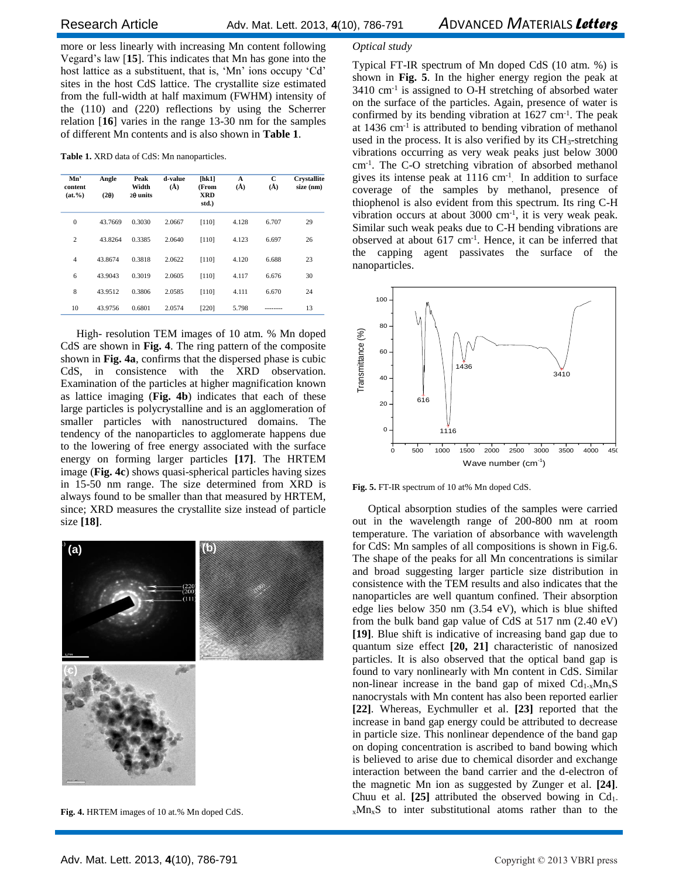more or less linearly with increasing Mn content following Vegard's law [15]. This indicates that Mn has gone into the host lattice as a substituent, that is, 'Mn' ions occupy 'Cd' sites in the host CdS lattice. The crystallite size estimated from the full-width at half maximum (FWHM) intensity of the (110) and (220) reflections by using the Scherrer relation [16] varies in the range 13-30 nm for the samples of different Mn contents and is also shown in **Table 1**.

**Table 1.** XRD data of CdS: Mn nanoparticles.

| Mn' content (at.%) | Angle (2θ) | Peak Width 2θ units | d-value (Å) | [hk1] (From XRD std.) | A (Å) | C (Å) | Crystallite size (nm) |
|---|---|---|---|---|---|---|---|
| 0 | 43.7669 | 0.3030 | 2.0667 | [110] | 4.128 | 6.707 | 29 |
| 2 | 43.8264 | 0.3385 | 2.0640 | [110] | 4.123 | 6.697 | 26 |
| 4 | 43.8674 | 0.3818 | 2.0622 | [110] | 4.120 | 6.688 | 23 |
| 6 | 43.9043 | 0.3019 | 2.0605 | [110] | 4.117 | 6.676 | 30 |
| 8 | 43.9512 | 0.3806 | 2.0585 | [110] | 4.111 | 6.670 | 24 |
| 10 | 43.9756 | 0.6801 | 2.0574 | [220] | 5.798 | -------- | 13 |

High- resolution TEM images of 10 atm. % Mn doped CdS are shown in **Fig. 4**. The ring pattern of the composite shown in **Fig. 4a**, confirms that the dispersed phase is cubic CdS, in consistence with the XRD observation. Examination of the particles at higher magnification known as lattice imaging (**Fig. 4b**) indicates that each of these large particles is polycrystalline and is an agglomeration of smaller particles with nanostructured domains. The tendency of the nanoparticles to agglomerate happens due to the lowering of free energy associated with the surface energy on forming larger particles **[17]**. The HRTEM image (**Fig. 4c**) shows quasi-spherical particles having sizes in 15-50 nm range. The size determined from XRD is always found to be smaller than that measured by HRTEM, since; XRD measures the crystallite size instead of particle size **[18]**.

**Fig. 4.** HRTEM images of 10 at.% Mn doped CdS.

*Optical study*

Typical FT-IR spectrum of Mn doped CdS (10 atm. %) is shown in **Fig. 5**. In the higher energy region the peak at 3410 $cm^{-1}$ is assigned to O-H stretching of absorbed water on the surface of the particles. Again, presence of water is confirmed by its bending vibration at 1627 $cm^{-1}$. The peak at 1436 $cm^{-1}$ is attributed to bending vibration of methanol used in the process. It is also verified by its $CH_3$-stretching vibrations occurring as very weak peaks just below 3000 $cm^{-1}$. The C-O stretching vibration of absorbed methanol gives its intense peak at 1116 $cm^{-1}$. In addition to surface coverage of the samples by methanol, presence of thiophenol is also evident from this spectrum. Its ring C-H vibration occurs at about 3000 $cm^{-1}$, it is very weak peak. Similar such weak peaks due to C-H bending vibrations are observed at about 617 $cm^{-1}$. Hence, it can be inferred that the capping agent passivates the surface of the nanoparticles.

**Fig. 5.** FT-IR spectrum of 10 at% Mn doped CdS.

Optical absorption studies of the samples were carried out in the wavelength range of 200-800 nm at room temperature. The variation of absorbance with wavelength for CdS: Mn samples of all compositions is shown in Fig.6. The shape of the peaks for all Mn concentrations is similar and broad suggesting larger particle size distribution in consistence with the TEM results and also indicates that the nanoparticles are well quantum confined. Their absorption edge lies below 350 nm (3.54 eV), which is blue shifted from the bulk band gap value of CdS at 517 nm (2.40 eV) **[19]**. Blue shift is indicative of increasing band gap due to quantum size effect **[20, 21]** characteristic of nanosized particles. It is also observed that the optical band gap is found to vary nonlinearly with Mn content in CdS. Similar non-linear increase in the band gap of mixed $Cd_{1-x}Mn_xS$ nanocrystals with Mn content has also been reported earlier **[22]**. Whereas, Eychmuller et al. **[23]** reported that the increase in band gap energy could be attributed to decrease in particle size. This nonlinear dependence of the band gap on doping concentration is ascribed to band bowing which is believed to arise due to chemical disorder and exchange interaction between the band carrier and the d-electron of the magnetic Mn ion as suggested by Zunger et al. **[24]**. Chuu et al. **[25]** attributed the observed bowing in $Cd_{1-x}Mn_xS$ to inter substitutional atoms rather than to the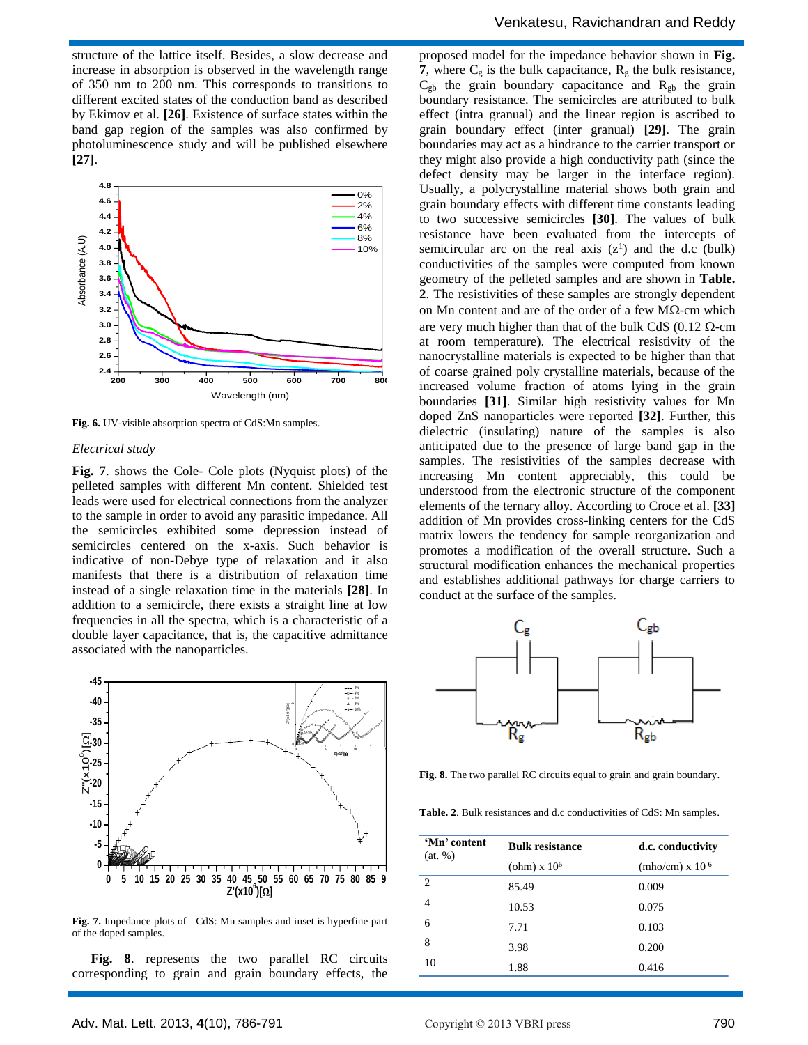structure of the lattice itself. Besides, a slow decrease and increase in absorption is observed in the wavelength range of 350 nm to 200 nm. This corresponds to transitions to different excited states of the conduction band as described by Ekimov et al. **[26]**. Existence of surface states within the band gap region of the samples was also confirmed by photoluminescence study and will be published elsewhere **[27]**.

**Fig. 6.** UV-visible absorption spectra of CdS:Mn samples.

*Electrical study*

**Fig. 7**. shows the Cole- Cole plots (Nyquist plots) of the pelleted samples with different Mn content. Shielded test leads were used for electrical connections from the analyzer to the sample in order to avoid any parasitic impedance. All the semicircles exhibited some depression instead of semicircles centered on the x-axis. Such behavior is indicative of non-Debye type of relaxation and it also manifests that there is a distribution of relaxation time instead of a single relaxation time in the materials **[28]**. In addition to a semicircle, there exists a straight line at low frequencies in all the spectra, which is a characteristic of a double layer capacitance, that is, the capacitive admittance associated with the nanoparticles.

**Fig. 7.** Impedance plots of CdS: Mn samples and inset is hyperfine part of the doped samples.

**Fig. 8**. represents the two parallel RC circuits corresponding to grain and grain boundary effects, the proposed model for the impedance behavior shown in **Fig. 7**, where $C_g$ is the bulk capacitance, $R_g$ the bulk resistance, $C_{gb}$ the grain boundary capacitance and $R_{gb}$ the grain boundary resistance. The semicircles are attributed to bulk effect (intra granual) and the linear region is ascribed to grain boundary effect (inter granual) **[29]**. The grain boundaries may act as a hindrance to the carrier transport or they might also provide a high conductivity path (since the defect density may be larger in the interface region). Usually, a polycrystalline material shows both grain and grain boundary effects with different time constants leading to two successive semicircles **[30]**. The values of bulk resistance have been evaluated from the intercepts of semicircular arc on the real axis ($z^1$) and the d.c (bulk) conductivities of the samples were computed from known geometry of the pelleted samples and are shown in **Table. 2**. The resistivities of these samples are strongly dependent on Mn content and are of the order of a few MΩ-cm which are very much higher than that of the bulk CdS (0.12 Ω-cm at room temperature). The electrical resistivity of the nanocrystalline materials is expected to be higher than that of coarse grained poly crystalline materials, because of the increased volume fraction of atoms lying in the grain boundaries **[31]**. Similar high resistivity values for Mn doped ZnS nanoparticles were reported **[32]**. Further, this dielectric (insulating) nature of the samples is also anticipated due to the presence of large band gap in the samples. The resistivities of the samples decrease with increasing Mn content appreciably, this could be understood from the electronic structure of the component elements of the ternary alloy. According to Croce et al. **[33]** addition of Mn provides cross-linking centers for the CdS matrix lowers the tendency for sample reorganization and promotes a modification of the overall structure. Such a structural modification enhances the mechanical properties and establishes additional pathways for charge carriers to conduct at the surface of the samples.

**Fig. 8.** The two parallel RC circuits equal to grain and grain boundary.

**Table. 2**. Bulk resistances and d.c conductivities of CdS: Mn samples.

| 'Mn' content (at. %) | Bulk resistance (ohm) x $10^6$ | d.c. conductivity (mho/cm) x $10^{-6}$ |
|---|---|---|
| 2 | 85.49 | 0.009 |
| 4 | 10.53 | 0.075 |
| 6 | 7.71 | 0.103 |
| 8 | 3.98 | 0.200 |
| 10 | 1.88 | 0.416 |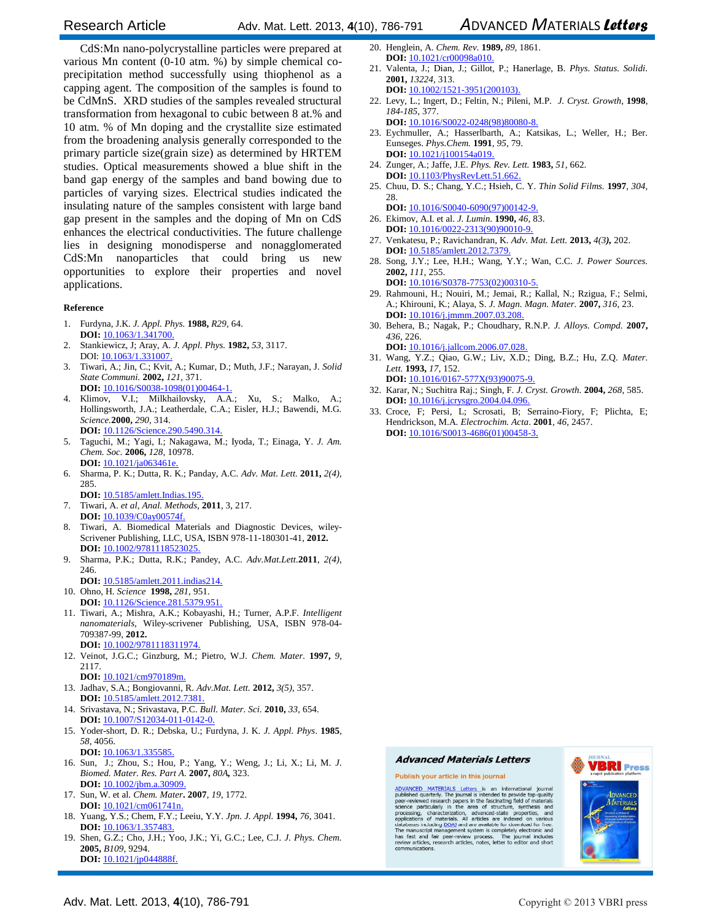CdS:Mn nano-polycrystalline particles were prepared at various Mn content (0-10 atm. %) by simple chemical co-precipitation method successfully using thiophenol as a capping agent. The composition of the samples is found to be CdMnS. XRD studies of the samples revealed structural transformation from hexagonal to cubic between 8 at.% and 10 atm. % of Mn doping and the crystallite size estimated from the broadening analysis generally corresponded to the primary particle size(grain size) as determined by HRTEM studies. Optical measurements showed a blue shift in the band gap energy of the samples and band bowing due to particles of varying sizes. Electrical studies indicated the insulating nature of the samples consistent with large band gap present in the samples and the doping of Mn on CdS enhances the electrical conductivities. The future challenge lies in designing monodisperse and nonagglomerated CdS:Mn nanoparticles that could bring us new opportunities to explore their properties and novel applications.

#### Reference

1. Furdyna, J.K. *J. Appl. Phys.* **1988,** *R29*, 64.
   **DOI:** 10.1063/1.341700.
2. Stankiewicz, J; Aray, A. *J. Appl. Phys.* **1982,** *53*, 3117.
   DOI: 10.1063/1.331007.
3. Tiwari, A.; Jin, C.; Kvit, A.; Kumar, D.; Muth, J.F.; Narayan, J. *Solid State Communi.* **2002,** *121*, 371.
   **DOI:** 10.1016/S0038-1098(01)00464-1.
4. Klimov, V.I.; Milkhailovsky, A.A.; Xu, S.; Malko, A.; Hollingsworth, J.A.; Leatherdale, C.A.; Eisler, H.J.; Bawendi, M.G. *Science.***2000,** *290*, 314.
   **DOI:** 10.1126/Science.290.5490.314.
5. Taguchi, M.; Yagi, I.; Nakagawa, M.; Iyoda, T.; Einaga, Y. *J. Am. Chem. Soc.* **2006,** *128*, 10978.
   **DOI:** 10.1021/ja063461e.
6. Sharma, P. K.; Dutta, R. K.; Panday, A.C. *Adv. Mat. Lett.* **2011,** *2(4)*, 285.
   **DOI:** 10.5185/amlett.Indias.195.
7. Tiwari, A. *et al*, *Anal. Methods*, **2011**, 3, 217.
   **DOI:** 10.1039/C0ay00574f.
8. Tiwari, A. Biomedical Materials and Diagnostic Devices, wiley-Scrivener Publishing, LLC, USA, ISBN 978-11-180301-41, **2012.**
   **DOI:** 10.1002/9781118523025.
9. Sharma, P.K.; Dutta, R.K.; Pandey, A.C. *Adv.Mat.Lett.***2011**, *2(4)*, 246.
   **DOI:** 10.5185/amlett.2011.indias214.
10. Ohno, H. *Science* **1998,** *281*, 951.
    **DOI:** 10.1126/Science.281.5379.951.
11. Tiwari, A.; Mishra, A.K.; Kobayashi, H.; Turner, A.P.F. *Intelligent nanomaterials*, Wiley-scrivener Publishing, USA, ISBN 978-04-709387-99, **2012.**
    **DOI:** 10.1002/9781118311974.
12. Veinot, J.G.C.; Ginzburg, M.; Pietro, W.J. *Chem. Mater.* **1997,** *9*, 2117.
    **DOI:** 10.1021/cm970189m.
13. Jadhav, S.A.; Bongiovanni, R. *Adv.Mat. Lett.* **2012,** *3(5)*, 357.
    **DOI:** 10.5185/amlett.2012.7381.
14. Srivastava, N.; Srivastava, P.C. *Bull. Mater. Sci.* **2010,** *33*, 654.
    **DOI:** 10.1007/S12034-011-0142-0.
15. Yoder-short, D. R.; Debska, U.; Furdyna, J. K. *J. Appl. Phys*. **1985**, *58*, 4056.
    **DOI:** 10.1063/1.335585.
16. Sun, J.; Zhou, S.; Hou, P.; Yang, Y.; Weng, J.; Li, X.; Li, M. *J. Biomed. Mater. Res. Part A.* **2007,** *80A*, 323.
    **DOI:** 10.1002/jbm.a.30909.
17. Sun, W. et al. *Chem. Mater***. 2007**, *19*, 1772.
    **DOI:** 10.1021/cm061741n.
18. Yuang, Y.S.; Chem, F.Y.; Leeiu, Y.Y. *Jpn. J. Appl.* **1994,** *76*, 3041.
    **DOI:** 10.1063/1.357483.
19. Shen, G.Z.; Cho, J.H.; Yoo, J.K.; Yi, G.C.; Lee, C.J. *J. Phys. Chem.* **2005,** *B109*, 9294.
    **DOI:** 10.1021/jp044888f.
20. Henglein, A. *Chem. Rev.* **1989,** *89*, 1861.
    **DOI:** 10.1021/cr00098a010.
21. Valenta, J.; Dian, J.; Gillot, P.; Hanerlage, B. *Phys. Status. Solidi.* **2001,** *13224*, 313.
    **DOI:** 10.1002/1521-3951(200103).
22. Levy, L.; Ingert, D.; Feltin, N.; Pileni, M.P. *J. Cryst. Growth*, **1998**, *184-185*, 377.
    **DOI:** 10.1016/S0022-0248(98)80080-8.
23. Eychmuller, A.; Hasserlbarth, A.; Katsikas, L.; Weller, H.; Ber. Eunseges. *Phys.Chem.* **1991**, *95*, 79.
    **DOI:** 10.1021/j100154a019.
24. Zunger, A.; Jaffe, J.E. *Phys. Rev. Lett.* **1983,** *51*, 662.
    **DOI:** 10.1103/PhysRevLett.51.662.
25. Chuu, D. S.; Chang, Y.C.; Hsieh, C. Y. *Thin Solid Films.* **1997**, *304*, 28.
    **DOI:** 10.1016/S0040-6090(97)00142-9.
26. Ekimov, A.I. et al. *J. Lumin.* **1990,** *46*, 83.
    **DOI:** 10.1016/0022-2313(90)90010-9.
27. Venkatesu, P.; Ravichandran, K. *Adv. Mat. Lett.* **2013,** *4(3)***,** 202.
    **DOI:** 10.5185/amlett.2012.7379.
28. Song, J.Y.; Lee, H.H.; Wang, Y.Y.; Wan, C.C. *J. Power Sources.* **2002,** *111*, 255.
    **DOI:** 10.1016/S0378-7753(02)00310-5.
29. Rahmouni, H.; Nouiri, M.; Jemai, R.; Kallal, N.; Rzigua, F.; Selmi, A.; Khirouni, K.; Alaya, S. *J. Magn. Magn. Mater.* **2007,** *316*, 23.
    **DOI:** 10.1016/j.jmmm.2007.03.208.
30. Behera, B.; Nagak, P.; Choudhary, R.N.P. *J. Alloys. Compd.* **2007,** *436*, 226.
    **DOI:** 10.1016/j.jallcom.2006.07.028.
31. Wang, Y.Z.; Qiao, G.W.; Liv, X.D.; Ding, B.Z.; Hu, Z.Q. *Mater. Lett.* **1993,** *17*, 152.
    **DOI:** 10.1016/0167-577X(93)90075-9.
32. Karar, N.; Suchitra Raj.; Singh, F. *J. Cryst. Growth.* **2004,** *268*, 585.
    **DOI:** 10.1016/j.jcrysgro.2004.04.096.
33. Croce, F; Persi, L; Scrosati, B; Serraino-Fiory, F; Plichta, E; Hendrickson, M.A. *Electrochim. Acta*. **2001**, *46*, 2457.
    **DOI:** 10.1016/S0013-4686(01)00458-3.

***Advanced Materials Letters***

Publish your article in this journal

ADVANCED MATERIALS Letters is an international journal published quarterly. The journal is intended to provide top-quality peer-reviewed research papers in the fascinating field of materials science particularly in the area of structure, synthesis and processing, characterization, advanced-state properties, and applications of materials. All articles are indexed on various databases including DOAJ and are available for download for free. The manuscript management system is completely electronic and has fast and fair peer-review process. The journal includes review articles, research articles, notes, letter to editor and short communications.